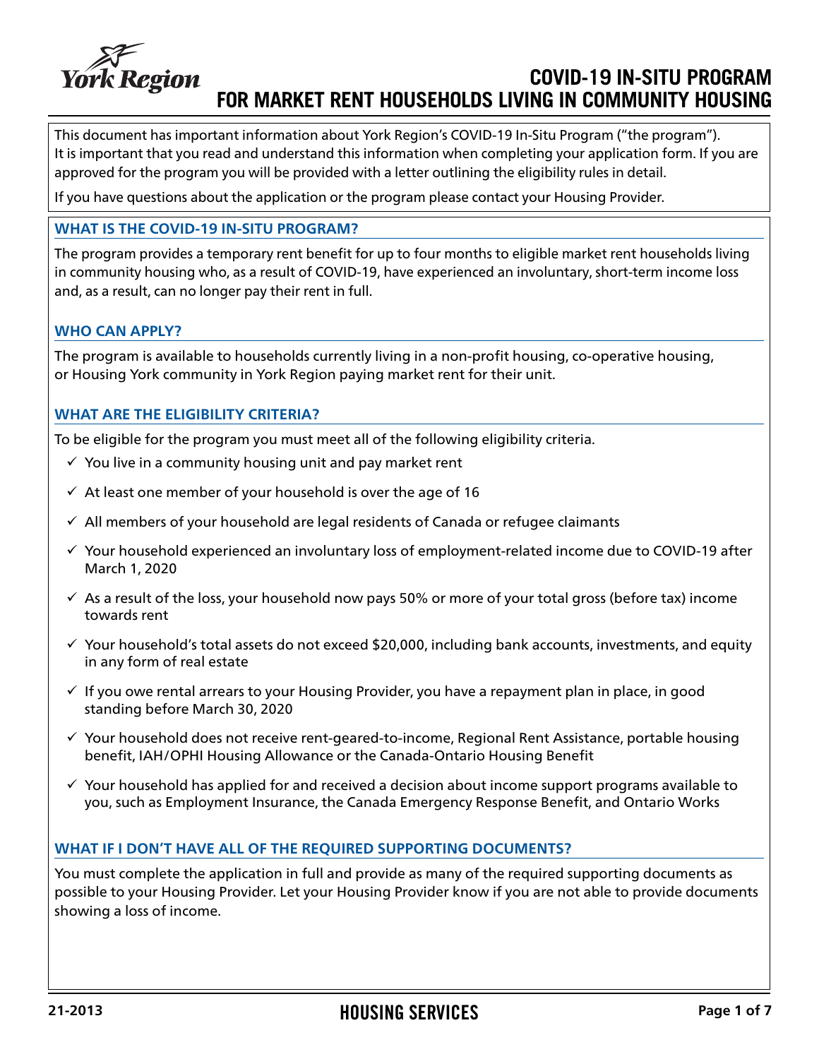# COVID-19 IN-SITU PROGRAM FOR MARKET RENT HOUSEHOLDS LIVING IN COMMUNITY HOUSING

This document has important information about York Region's COVID-19 In-Situ Program ("the program"). It is important that you read and understand this information when completing your application form. If you are approved for the program you will be provided with a letter outlining the eligibility rules in detail.

If you have questions about the application or the program please contact your Housing Provider.

## WHAT IS THE COVID-19 IN-SITU PROGRAM?

The program provides a temporary rent benefit for up to four months to eligible market rent households living in community housing who, as a result of COVID-19, have experienced an involuntary, short-term income loss and, as a result, can no longer pay their rent in full.

## WHO CAN APPLY?

The program is available to households currently living in a non-profit housing, co-operative housing, or Housing York community in York Region paying market rent for their unit.

## WHAT ARE THE ELIGIBILITY CRITERIA?

To be eligible for the program you must meet all of the following eligibility criteria.

- ✓ You live in a community housing unit and pay market rent
- ✓ At least one member of your household is over the age of 16
- ✓ All members of your household are legal residents of Canada or refugee claimants
- ✓ Your household experienced an involuntary loss of employment-related income due to COVID-19 after March 1, 2020
- ✓ As a result of the loss, your household now pays 50% or more of your total gross (before tax) income towards rent
- ✓ Your household's total assets do not exceed $20,000, including bank accounts, investments, and equity in any form of real estate
- ✓ If you owe rental arrears to your Housing Provider, you have a repayment plan in place, in good standing before March 30, 2020
- ✓ Your household does not receive rent-geared-to-income, Regional Rent Assistance, portable housing benefit, IAH/OPHI Housing Allowance or the Canada-Ontario Housing Benefit
- ✓ Your household has applied for and received a decision about income support programs available to you, such as Employment Insurance, the Canada Emergency Response Benefit, and Ontario Works

## WHAT IF I DON'T HAVE ALL OF THE REQUIRED SUPPORTING DOCUMENTS?

You must complete the application in full and provide as many of the required supporting documents as possible to your Housing Provider. Let your Housing Provider know if you are not able to provide documents showing a loss of income.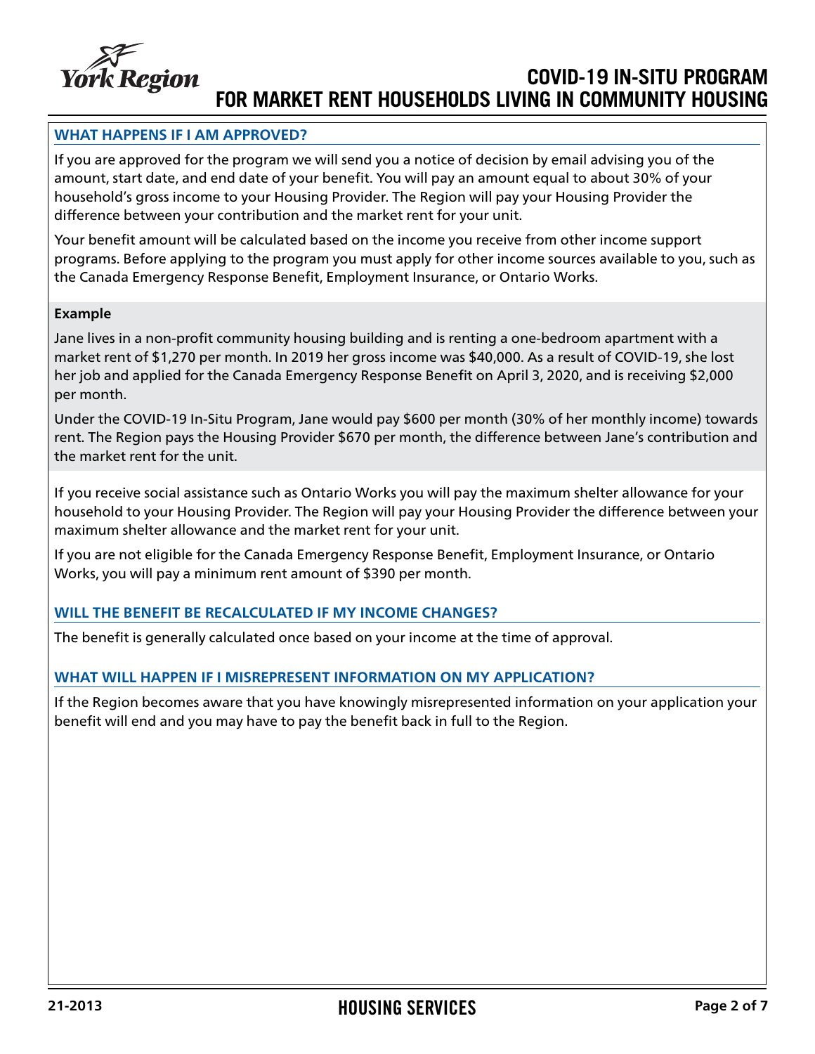## WHAT HAPPENS IF I AM APPROVED?

If you are approved for the program we will send you a notice of decision by email advising you of the amount, start date, and end date of your benefit. You will pay an amount equal to about 30% of your household's gross income to your Housing Provider. The Region will pay your Housing Provider the difference between your contribution and the market rent for your unit.

Your benefit amount will be calculated based on the income you receive from other income support programs. Before applying to the program you must apply for other income sources available to you, such as the Canada Emergency Response Benefit, Employment Insurance, or Ontario Works.

**Example**

Jane lives in a non-profit community housing building and is renting a one-bedroom apartment with a market rent of $1,270 per month. In 2019 her gross income was $40,000. As a result of COVID-19, she lost her job and applied for the Canada Emergency Response Benefit on April 3, 2020, and is receiving $2,000 per month.

Under the COVID-19 In-Situ Program, Jane would pay $600 per month (30% of her monthly income) towards rent. The Region pays the Housing Provider $670 per month, the difference between Jane's contribution and the market rent for the unit.

If you receive social assistance such as Ontario Works you will pay the maximum shelter allowance for your household to your Housing Provider. The Region will pay your Housing Provider the difference between your maximum shelter allowance and the market rent for your unit.

If you are not eligible for the Canada Emergency Response Benefit, Employment Insurance, or Ontario Works, you will pay a minimum rent amount of $390 per month.

## WILL THE BENEFIT BE RECALCULATED IF MY INCOME CHANGES?

The benefit is generally calculated once based on your income at the time of approval.

## WHAT WILL HAPPEN IF I MISREPRESENT INFORMATION ON MY APPLICATION?

If the Region becomes aware that you have knowingly misrepresented information on your application your benefit will end and you may have to pay the benefit back in full to the Region.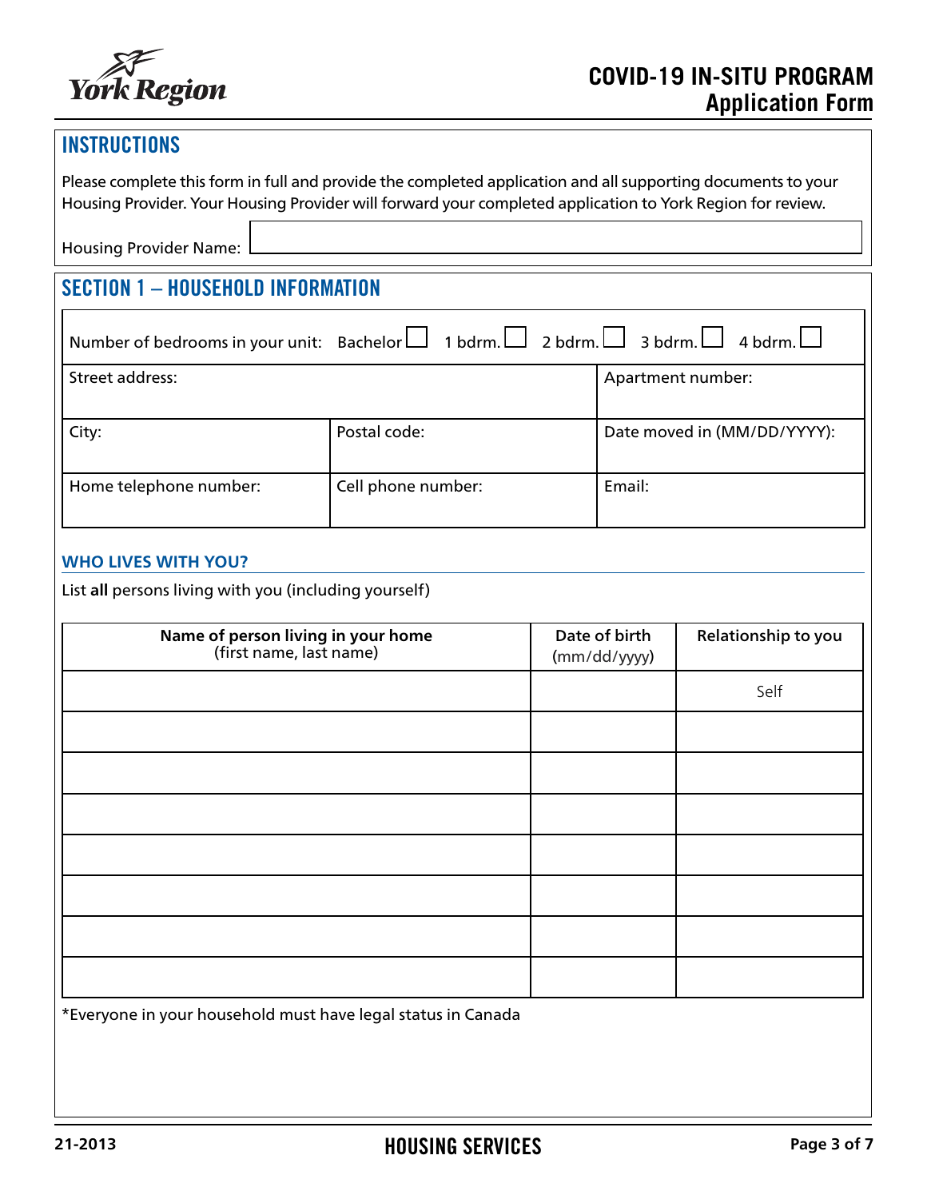# COVID-19 IN-SITU PROGRAM
## Application Form

## INSTRUCTIONS

Please complete this form in full and provide the completed application and all supporting documents to your Housing Provider. Your Housing Provider will forward your completed application to York Region for review.

Housing Provider Name: 

## SECTION 1 – HOUSEHOLD INFORMATION

Number of bedrooms in your unit: Bachelor ☐ 1 bdrm. ☐ 2 bdrm. ☐ 3 bdrm. ☐ 4 bdrm. ☐

| Street address: | | Apartment number: |
|---|---|---|
| City: | Postal code: | Date moved in (MM/DD/YYYY): |
| Home telephone number: | Cell phone number: | Email: |

### WHO LIVES WITH YOU?

List **all** persons living with you (including yourself)

| Name of person living in your home (first name, last name) | Date of birth (mm/dd/yyyy) | Relationship to you |
|---|---|---|
| | | Self |
| | | |
| | | |
| | | |
| | | |
| | | |
| | | |
| | | |

*Everyone in your household must have legal status in Canada

21-2013

HOUSING SERVICES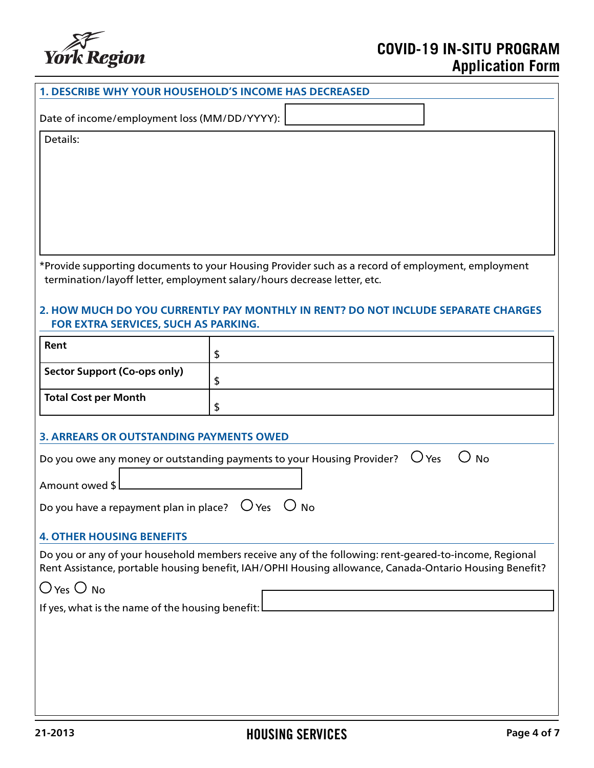## 1. DESCRIBE WHY YOUR HOUSEHOLD'S INCOME HAS DECREASED

Date of income/employment loss (MM/DD/YYYY):

Details:

*Provide supporting documents to your Housing Provider such as a record of employment, employment termination/layoff letter, employment salary/hours decrease letter, etc.

## 2. HOW MUCH DO YOU CURRENTLY PAY MONTHLY IN RENT? DO NOT INCLUDE SEPARATE CHARGES FOR EXTRA SERVICES, SUCH AS PARKING.

| | |
|---|---|
| **Rent** | $ |
| **Sector Support (Co-ops only)** | $ |
| **Total Cost per Month** | $ |

## 3. ARREARS OR OUTSTANDING PAYMENTS OWED

Do you owe any money or outstanding payments to your Housing Provider? ○ Yes ○ No

Amount owed $

Do you have a repayment plan in place? ○ Yes ○ No

## 4. OTHER HOUSING BENEFITS

Do you or any of your household members receive any of the following: rent-geared-to-income, Regional Rent Assistance, portable housing benefit, IAH/OPHI Housing allowance, Canada-Ontario Housing Benefit?

○ Yes ○ No

If yes, what is the name of the housing benefit: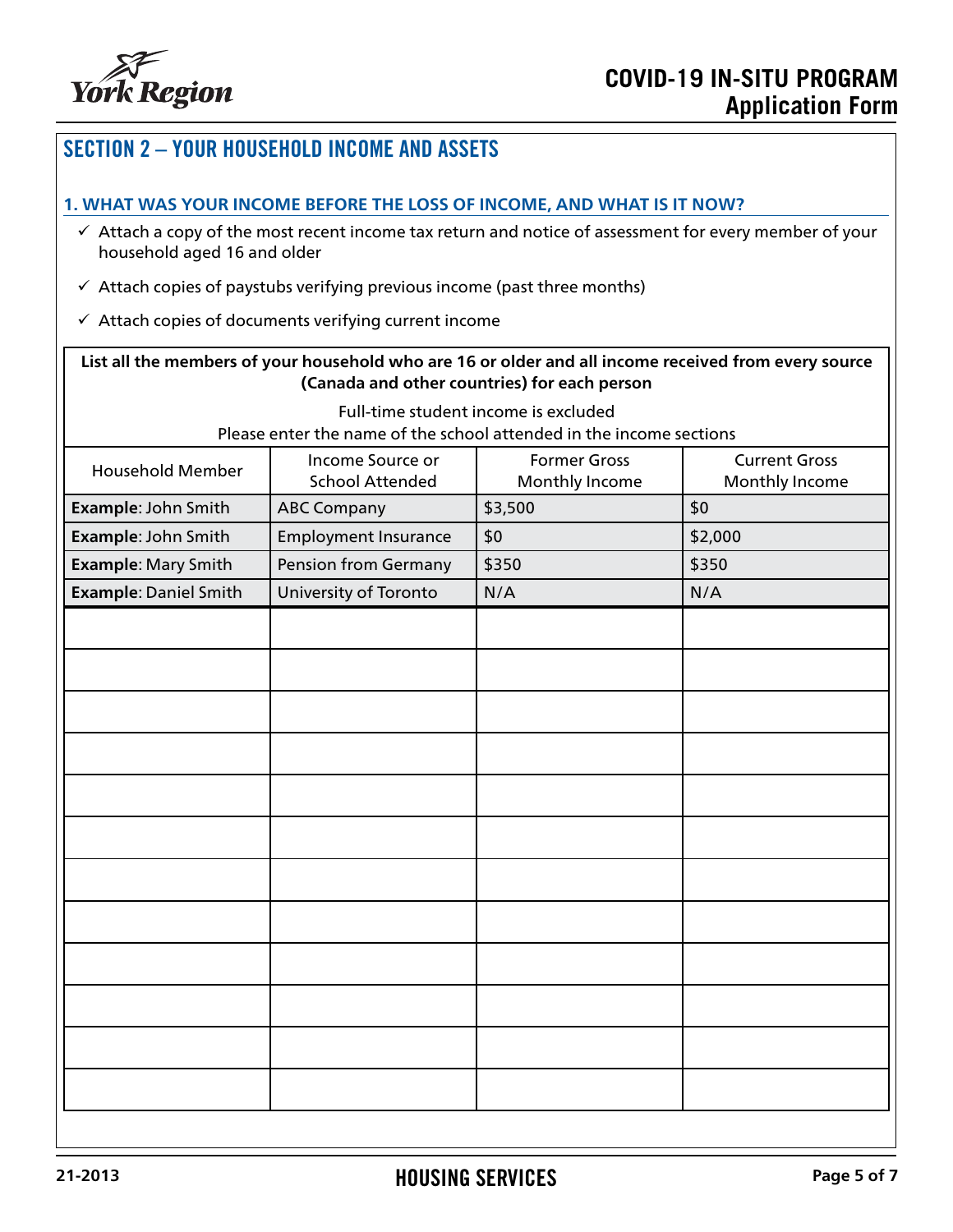## SECTION 2 – YOUR HOUSEHOLD INCOME AND ASSETS

### 1. WHAT WAS YOUR INCOME BEFORE THE LOSS OF INCOME, AND WHAT IS IT NOW?

- ✓ Attach a copy of the most recent income tax return and notice of assessment for every member of your household aged 16 and older
- ✓ Attach copies of paystubs verifying previous income (past three months)
- ✓ Attach copies of documents verifying current income

**List all the members of your household who are 16 or older and all income received from every source (Canada and other countries) for each person**

Full-time student income is excluded
Please enter the name of the school attended in the income sections

| Household Member | Income Source or School Attended | Former Gross Monthly Income | Current Gross Monthly Income |
|---|---|---|---|
| **Example**: John Smith | ABC Company | $3,500 | $0 |
| **Example**: John Smith | Employment Insurance | $0 | $2,000 |
| **Example**: Mary Smith | Pension from Germany | $350 | $350 |
| **Example**: Daniel Smith | University of Toronto | N/A | N/A |
| | | | |
| | | | |
| | | | |
| | | | |
| | | | |
| | | | |
| | | | |
| | | | |
| | | | |
| | | | |
| | | | |
| | | | |

21-2013 HOUSING SERVICES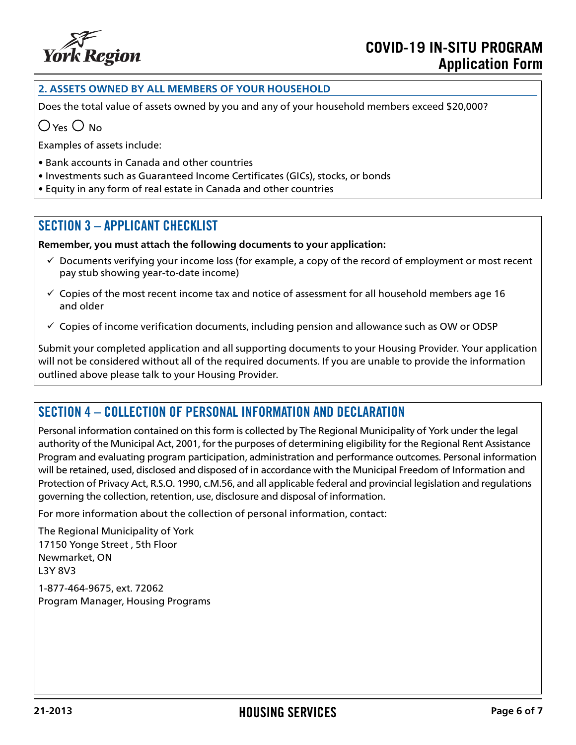### 2. ASSETS OWNED BY ALL MEMBERS OF YOUR HOUSEHOLD

Does the total value of assets owned by you and any of your household members exceed $20,000?

○ Yes ○ No

Examples of assets include:

- Bank accounts in Canada and other countries
- Investments such as Guaranteed Income Certificates (GICs), stocks, or bonds
- Equity in any form of real estate in Canada and other countries

## SECTION 3 – APPLICANT CHECKLIST

**Remember, you must attach the following documents to your application:**

- ✓ Documents verifying your income loss (for example, a copy of the record of employment or most recent pay stub showing year-to-date income)
- ✓ Copies of the most recent income tax and notice of assessment for all household members age 16 and older
- ✓ Copies of income verification documents, including pension and allowance such as OW or ODSP

Submit your completed application and all supporting documents to your Housing Provider. Your application will not be considered without all of the required documents. If you are unable to provide the information outlined above please talk to your Housing Provider.

## SECTION 4 – COLLECTION OF PERSONAL INFORMATION AND DECLARATION

Personal information contained on this form is collected by The Regional Municipality of York under the legal authority of the Municipal Act, 2001, for the purposes of determining eligibility for the Regional Rent Assistance Program and evaluating program participation, administration and performance outcomes. Personal information will be retained, used, disclosed and disposed of in accordance with the Municipal Freedom of Information and Protection of Privacy Act, R.S.O. 1990, c.M.56, and all applicable federal and provincial legislation and regulations governing the collection, retention, use, disclosure and disposal of information.

For more information about the collection of personal information, contact:

The Regional Municipality of York
17150 Yonge Street , 5th Floor
Newmarket, ON
L3Y 8V3

1-877-464-9675, ext. 72062
Program Manager, Housing Programs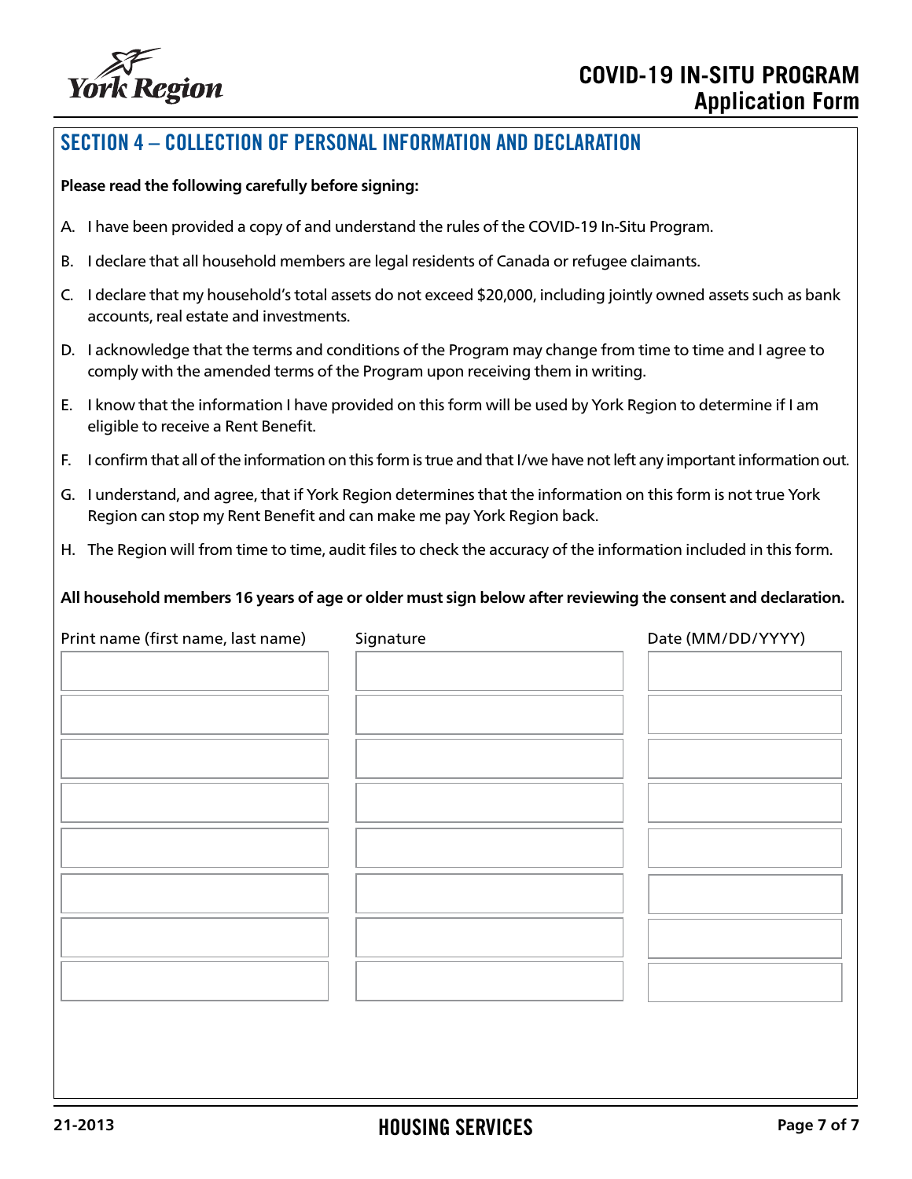## SECTION 4 – COLLECTION OF PERSONAL INFORMATION AND DECLARATION

**Please read the following carefully before signing:**

A. I have been provided a copy of and understand the rules of the COVID-19 In-Situ Program.

B. I declare that all household members are legal residents of Canada or refugee claimants.

C. I declare that my household's total assets do not exceed $20,000, including jointly owned assets such as bank accounts, real estate and investments.

D. I acknowledge that the terms and conditions of the Program may change from time to time and I agree to comply with the amended terms of the Program upon receiving them in writing.

E. I know that the information I have provided on this form will be used by York Region to determine if I am eligible to receive a Rent Benefit.

F. I confirm that all of the information on this form is true and that I/we have not left any important information out.

G. I understand, and agree, that if York Region determines that the information on this form is not true York Region can stop my Rent Benefit and can make me pay York Region back.

H. The Region will from time to time, audit files to check the accuracy of the information included in this form.

**All household members 16 years of age or older must sign below after reviewing the consent and declaration.**

| Print name (first name, last name) | Signature | Date (MM/DD/YYYY) |
|---|---|---|
| | | |
| | | |
| | | |
| | | |
| | | |
| | | |
| | | |
| | | |